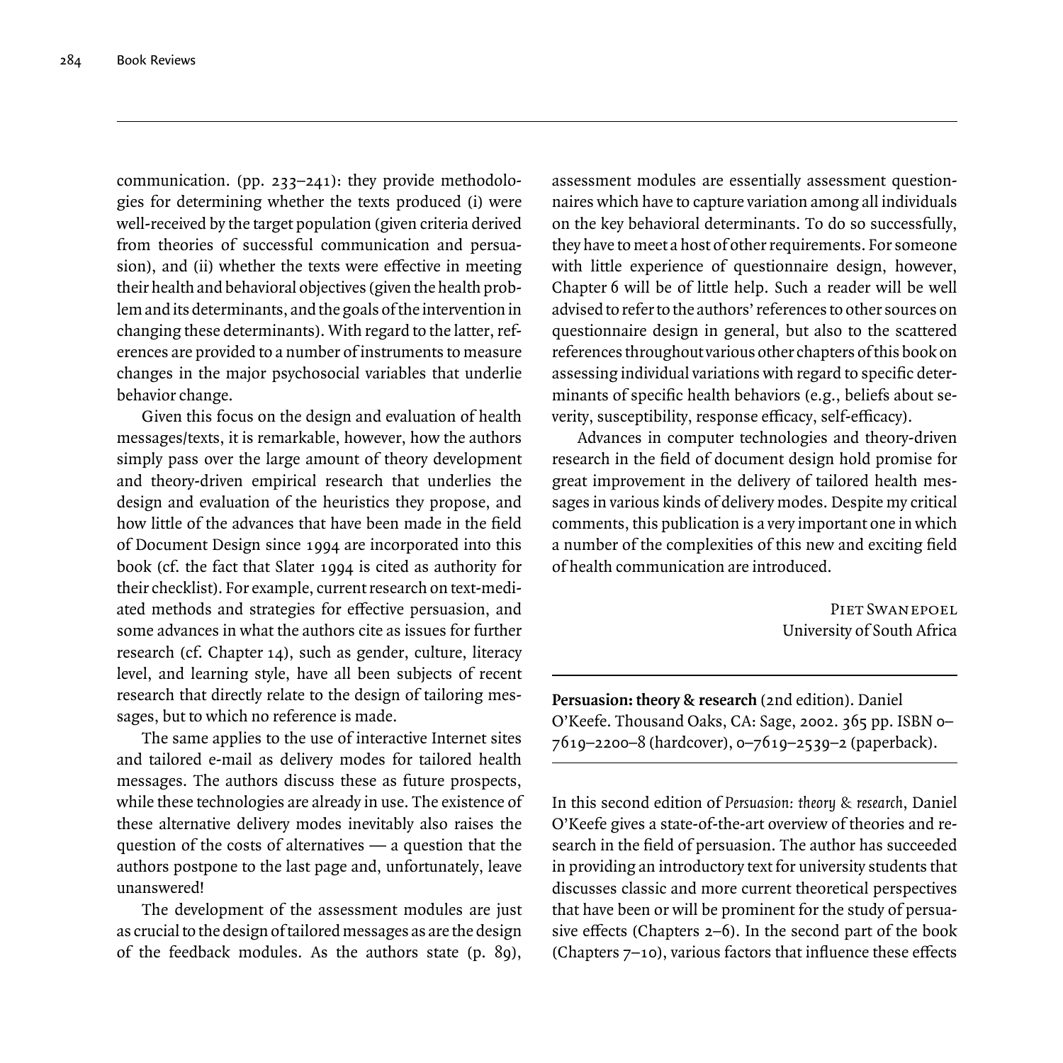communication. (pp. 233–241): they provide methodologies for determining whether the texts produced (i) were well-received by the target population (given criteria derived from theories of successful communication and persuasion), and (ii) whether the texts were effective in meeting their health and behavioral objectives (given the health problem and its determinants, and the goals of the intervention in changing these determinants). With regard to the latter, references are provided to a number of instruments to measure changes in the major psychosocial variables that underlie behavior change.

Given this focus on the design and evaluation of health messages/texts, it is remarkable, however, how the authors simply pass over the large amount of theory development and theory-driven empirical research that underlies the design and evaluation of the heuristics they propose, and how little of the advances that have been made in the field of Document Design since 1994 are incorporated into this book (cf. the fact that Slater 1994 is cited as authority for their checklist). For example, current research on text-mediated methods and strategies for effective persuasion, and some advances in what the authors cite as issues for further research (cf. Chapter 14), such as gender, culture, literacy level, and learning style, have all been subjects of recent research that directly relate to the design of tailoring messages, but to which no reference is made.

The same applies to the use of interactive Internet sites and tailored e-mail as delivery modes for tailored health messages. The authors discuss these as future prospects, while these technologies are already in use. The existence of these alternative delivery modes inevitably also raises the question of the costs of alternatives — a question that the authors postpone to the last page and, unfortunately, leave unanswered!

The development of the assessment modules are just as crucial to the design of tailored messages as are the design of the feedback modules. As the authors state (p. 89), assessment modules are essentially assessment questionnaires which have to capture variation among all individuals on the key behavioral determinants. To do so successfully, they have to meet a host of other requirements. For someone with little experience of questionnaire design, however, Chapter 6 will be of little help. Such a reader will be well advised to refer to the authors' references to other sources on questionnaire design in general, but also to the scattered references throughout various other chapters of this book on assessing individual variations with regard to specific determinants of specific health behaviors (e.g., beliefs about severity, susceptibility, response efficacy, self-efficacy).

Advances in computer technologies and theory-driven research in the field of document design hold promise for great improvement in the delivery of tailored health messages in various kinds of delivery modes. Despite my critical comments, this publication is a very important one in which a number of the complexities of this new and exciting field of health communication are introduced.

Piet Swanepoel
University of South Africa

---

**Persuasion: theory & research** (2nd edition). Daniel O'Keefe. Thousand Oaks, CA: Sage, 2002. 365 pp. ISBN 0–7619–2200–8 (hardcover), 0–7619–2539–2 (paperback).

---

In this second edition of *Persuasion: theory & research*, Daniel O'Keefe gives a state-of-the-art overview of theories and research in the field of persuasion. The author has succeeded in providing an introductory text for university students that discusses classic and more current theoretical perspectives that have been or will be prominent for the study of persuasive effects (Chapters 2–6). In the second part of the book (Chapters 7–10), various factors that influence these effects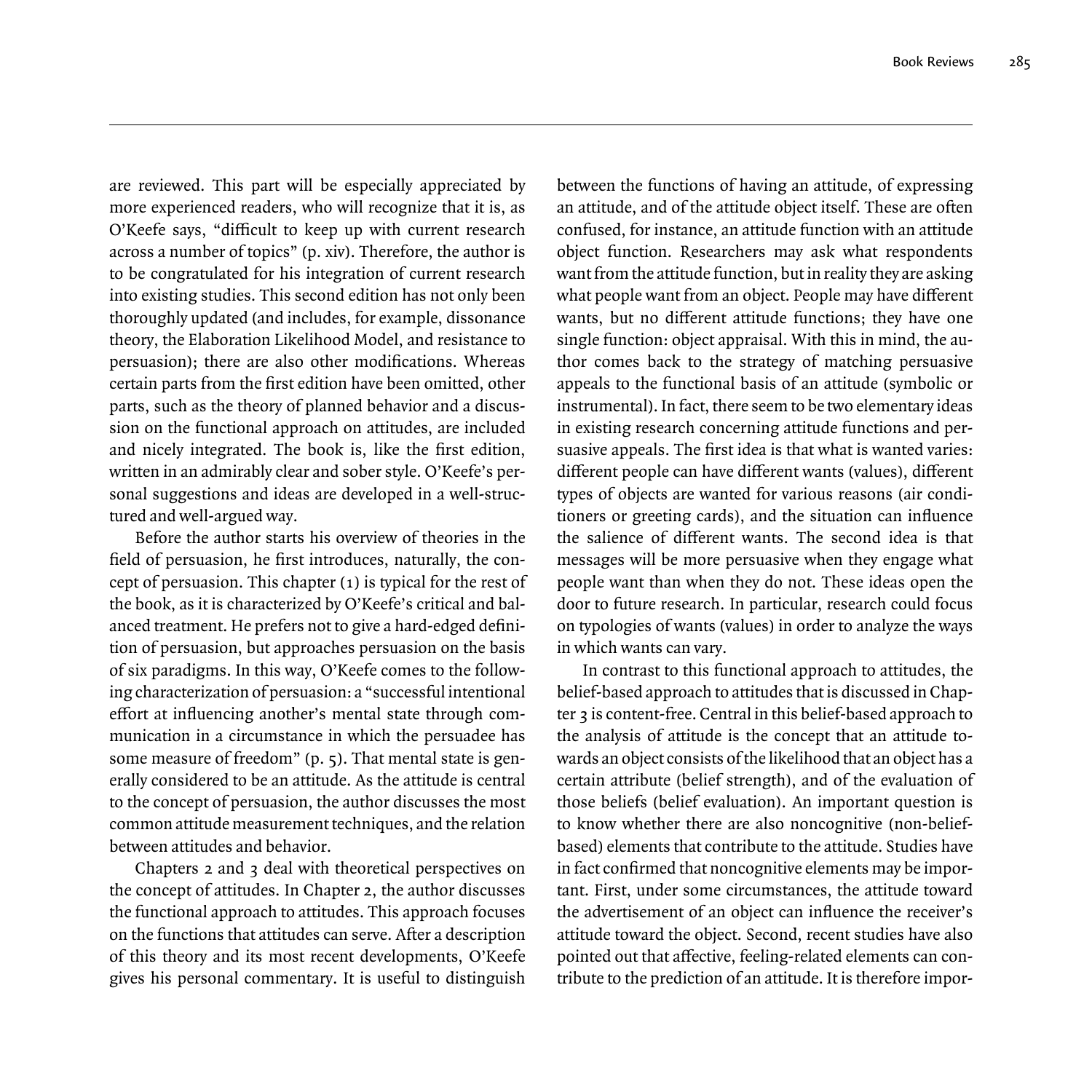are reviewed. This part will be especially appreciated by more experienced readers, who will recognize that it is, as O'Keefe says, "difficult to keep up with current research across a number of topics" (p. xiv). Therefore, the author is to be congratulated for his integration of current research into existing studies. This second edition has not only been thoroughly updated (and includes, for example, dissonance theory, the Elaboration Likelihood Model, and resistance to persuasion); there are also other modifications. Whereas certain parts from the first edition have been omitted, other parts, such as the theory of planned behavior and a discussion on the functional approach on attitudes, are included and nicely integrated. The book is, like the first edition, written in an admirably clear and sober style. O'Keefe's personal suggestions and ideas are developed in a well-structured and well-argued way.

Before the author starts his overview of theories in the field of persuasion, he first introduces, naturally, the concept of persuasion. This chapter (1) is typical for the rest of the book, as it is characterized by O'Keefe's critical and balanced treatment. He prefers not to give a hard-edged definition of persuasion, but approaches persuasion on the basis of six paradigms. In this way, O'Keefe comes to the following characterization of persuasion: a "successful intentional effort at influencing another's mental state through communication in a circumstance in which the persuadee has some measure of freedom" (p. 5). That mental state is generally considered to be an attitude. As the attitude is central to the concept of persuasion, the author discusses the most common attitude measurement techniques, and the relation between attitudes and behavior.

Chapters 2 and 3 deal with theoretical perspectives on the concept of attitudes. In Chapter 2, the author discusses the functional approach to attitudes. This approach focuses on the functions that attitudes can serve. After a description of this theory and its most recent developments, O'Keefe gives his personal commentary. It is useful to distinguish between the functions of having an attitude, of expressing an attitude, and of the attitude object itself. These are often confused, for instance, an attitude function with an attitude object function. Researchers may ask what respondents want from the attitude function, but in reality they are asking what people want from an object. People may have different wants, but no different attitude functions; they have one single function: object appraisal. With this in mind, the author comes back to the strategy of matching persuasive appeals to the functional basis of an attitude (symbolic or instrumental). In fact, there seem to be two elementary ideas in existing research concerning attitude functions and persuasive appeals. The first idea is that what is wanted varies: different people can have different wants (values), different types of objects are wanted for various reasons (air conditioners or greeting cards), and the situation can influence the salience of different wants. The second idea is that messages will be more persuasive when they engage what people want than when they do not. These ideas open the door to future research. In particular, research could focus on typologies of wants (values) in order to analyze the ways in which wants can vary.

In contrast to this functional approach to attitudes, the belief-based approach to attitudes that is discussed in Chapter 3 is content-free. Central in this belief-based approach to the analysis of attitude is the concept that an attitude towards an object consists of the likelihood that an object has a certain attribute (belief strength), and of the evaluation of those beliefs (belief evaluation). An important question is to know whether there are also noncognitive (non-belief-based) elements that contribute to the attitude. Studies have in fact confirmed that noncognitive elements may be important. First, under some circumstances, the attitude toward the advertisement of an object can influence the receiver's attitude toward the object. Second, recent studies have also pointed out that affective, feeling-related elements can contribute to the prediction of an attitude. It is therefore impor-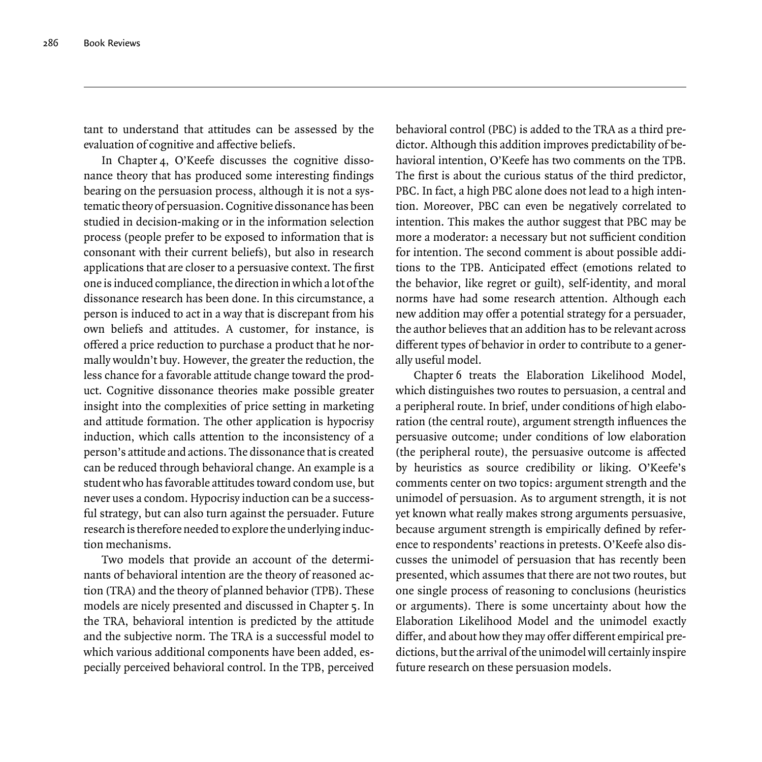tant to understand that attitudes can be assessed by the evaluation of cognitive and affective beliefs.

In Chapter 4, O'Keefe discusses the cognitive dissonance theory that has produced some interesting findings bearing on the persuasion process, although it is not a systematic theory of persuasion. Cognitive dissonance has been studied in decision-making or in the information selection process (people prefer to be exposed to information that is consonant with their current beliefs), but also in research applications that are closer to a persuasive context. The first one is induced compliance, the direction in which a lot of the dissonance research has been done. In this circumstance, a person is induced to act in a way that is discrepant from his own beliefs and attitudes. A customer, for instance, is offered a price reduction to purchase a product that he normally wouldn't buy. However, the greater the reduction, the less chance for a favorable attitude change toward the product. Cognitive dissonance theories make possible greater insight into the complexities of price setting in marketing and attitude formation. The other application is hypocrisy induction, which calls attention to the inconsistency of a person's attitude and actions. The dissonance that is created can be reduced through behavioral change. An example is a student who has favorable attitudes toward condom use, but never uses a condom. Hypocrisy induction can be a successful strategy, but can also turn against the persuader. Future research is therefore needed to explore the underlying induction mechanisms.

Two models that provide an account of the determinants of behavioral intention are the theory of reasoned action (TRA) and the theory of planned behavior (TPB). These models are nicely presented and discussed in Chapter 5. In the TRA, behavioral intention is predicted by the attitude and the subjective norm. The TRA is a successful model to which various additional components have been added, especially perceived behavioral control. In the TPB, perceived behavioral control (PBC) is added to the TRA as a third predictor. Although this addition improves predictability of behavioral intention, O'Keefe has two comments on the TPB. The first is about the curious status of the third predictor, PBC. In fact, a high PBC alone does not lead to a high intention. Moreover, PBC can even be negatively correlated to intention. This makes the author suggest that PBC may be more a moderator: a necessary but not sufficient condition for intention. The second comment is about possible additions to the TPB. Anticipated effect (emotions related to the behavior, like regret or guilt), self-identity, and moral norms have had some research attention. Although each new addition may offer a potential strategy for a persuader, the author believes that an addition has to be relevant across different types of behavior in order to contribute to a generally useful model.

Chapter 6 treats the Elaboration Likelihood Model, which distinguishes two routes to persuasion, a central and a peripheral route. In brief, under conditions of high elaboration (the central route), argument strength influences the persuasive outcome; under conditions of low elaboration (the peripheral route), the persuasive outcome is affected by heuristics as source credibility or liking. O'Keefe's comments center on two topics: argument strength and the unimodel of persuasion. As to argument strength, it is not yet known what really makes strong arguments persuasive, because argument strength is empirically defined by reference to respondents' reactions in pretests. O'Keefe also discusses the unimodel of persuasion that has recently been presented, which assumes that there are not two routes, but one single process of reasoning to conclusions (heuristics or arguments). There is some uncertainty about how the Elaboration Likelihood Model and the unimodel exactly differ, and about how they may offer different empirical predictions, but the arrival of the unimodel will certainly inspire future research on these persuasion models.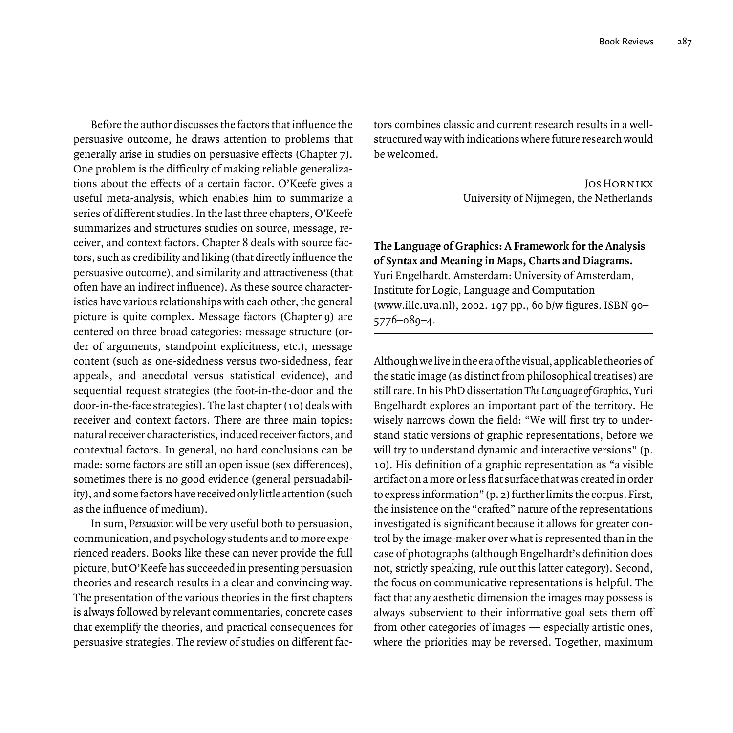Before the author discusses the factors that influence the persuasive outcome, he draws attention to problems that generally arise in studies on persuasive effects (Chapter 7). One problem is the difficulty of making reliable generalizations about the effects of a certain factor. O'Keefe gives a useful meta-analysis, which enables him to summarize a series of different studies. In the last three chapters, O'Keefe summarizes and structures studies on source, message, receiver, and context factors. Chapter 8 deals with source factors, such as credibility and liking (that directly influence the persuasive outcome), and similarity and attractiveness (that often have an indirect influence). As these source characteristics have various relationships with each other, the general picture is quite complex. Message factors (Chapter 9) are centered on three broad categories: message structure (order of arguments, standpoint explicitness, etc.), message content (such as one-sidedness versus two-sidedness, fear appeals, and anecdotal versus statistical evidence), and sequential request strategies (the foot-in-the-door and the door-in-the-face strategies). The last chapter (10) deals with receiver and context factors. There are three main topics: natural receiver characteristics, induced receiver factors, and contextual factors. In general, no hard conclusions can be made: some factors are still an open issue (sex differences), sometimes there is no good evidence (general persuadability), and some factors have received only little attention (such as the influence of medium).

In sum, *Persuasion* will be very useful both to persuasion, communication, and psychology students and to more experienced readers. Books like these can never provide the full picture, but O'Keefe has succeeded in presenting persuasion theories and research results in a clear and convincing way. The presentation of the various theories in the first chapters is always followed by relevant commentaries, concrete cases that exemplify the theories, and practical consequences for persuasive strategies. The review of studies on different factors combines classic and current research results in a well-structured way with indications where future research would be welcomed.

Jos Hornikx
University of Nijmegen, the Netherlands

---

**The Language of Graphics: A Framework for the Analysis of Syntax and Meaning in Maps, Charts and Diagrams.** Yuri Engelhardt. Amsterdam: University of Amsterdam, Institute for Logic, Language and Computation (www.illc.uva.nl), 2002. 197 pp., 60 b/w figures. ISBN 90–5776–089–4.

---

Although we live in the era of the visual, applicable theories of the static image (as distinct from philosophical treatises) are still rare. In his PhD dissertation *The Language of Graphics*, Yuri Engelhardt explores an important part of the territory. He wisely narrows down the field: "We will first try to understand static versions of graphic representations, before we will try to understand dynamic and interactive versions" (p. 10). His definition of a graphic representation as "a visible artifact on a more or less flat surface that was created in order to express information" (p. 2) further limits the corpus. First, the insistence on the "crafted" nature of the representations investigated is significant because it allows for greater control by the image-maker over what is represented than in the case of photographs (although Engelhardt's definition does not, strictly speaking, rule out this latter category). Second, the focus on communicative representations is helpful. The fact that any aesthetic dimension the images may possess is always subservient to their informative goal sets them off from other categories of images — especially artistic ones, where the priorities may be reversed. Together, maximum